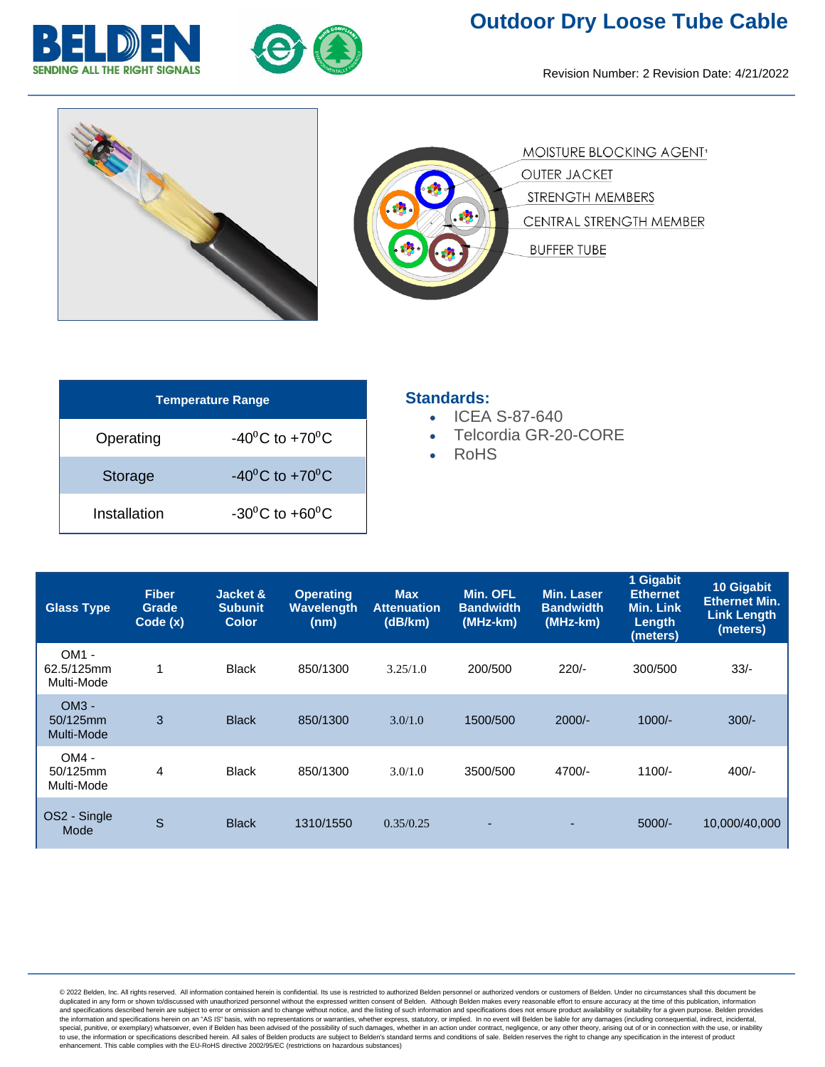# Outdoor Dry Loose Tube Cable

Revision Number: 2 Revision Date: 4/21/2022

MOISTURE BLOCKING AGENT[1]
OUTER JACKET
STRENGTH MEMBERS
CENTRAL STRENGTH MEMBER
BUFFER TUBE

| Temperature Range | |
|---|---|
| Operating | -40°C to +70°C |
| Storage | -40°C to +70°C |
| Installation | -30°C to +60°C |

## Standards:

- ICEA S-87-640
- Telcordia GR-20-CORE
- RoHS

| Glass Type | Fiber Grade Code (x) | Jacket & Subunit Color | Operating Wavelength (nm) | Max Attenuation (dB/km) | Min. OFL Bandwidth (MHz-km) | Min. Laser Bandwidth (MHz-km) | 1 Gigabit Ethernet Min. Link Length (meters) | 10 Gigabit Ethernet Min. Link Length (meters) |
|---|---|---|---|---|---|---|---|---|
| OM1 - 62.5/125mm Multi-Mode | 1 | Black | 850/1300 | 3.25/1.0 | 200/500 | 220/- | 300/500 | 33/- |
| OM3 - 50/125mm Multi-Mode | 3 | Black | 850/1300 | 3.0/1.0 | 1500/500 | 2000/- | 1000/- | 300/- |
| OM4 - 50/125mm Multi-Mode | 4 | Black | 850/1300 | 3.0/1.0 | 3500/500 | 4700/- | 1100/- | 400/- |
| OS2 - Single Mode | S | Black | 1310/1550 | 0.35/0.25 | - | - | 5000/- | 10,000/40,000 |

© 2022 Belden, Inc. All rights reserved. All information contained herein is confidential. Its use is restricted to authorized Belden personnel or authorized vendors or customers of Belden. Under no circumstances shall this document be duplicated in any form or shown to/discussed with unauthorized personnel without the expressed written consent of Belden. Although Belden makes every reasonable effort to ensure accuracy at the time of this publication, information and specifications described herein are subject to error or omission and to change without notice, and the listing of such information and specifications does not ensure product availability or suitability for a given purpose. Belden provides the information and specifications herein on an "AS IS" basis, with no representations or warranties, whether express, statutory, or implied. In no event will Belden be liable for any damages (including consequential, indirect, incidental, special, punitive, or exemplary) whatsoever, even if Belden has been advised of the possibility of such damages, whether in an action under contract, negligence, or any other theory, arising out of or in connection with the use, or inability to use, the information or specifications described herein. All sales of Belden products are subject to Belden's standard terms and conditions of sale. Belden reserves the right to change any specification in the interest of product enhancement. This cable complies with the EU-RoHS directive 2002/95/EC (restrictions on hazardous substances)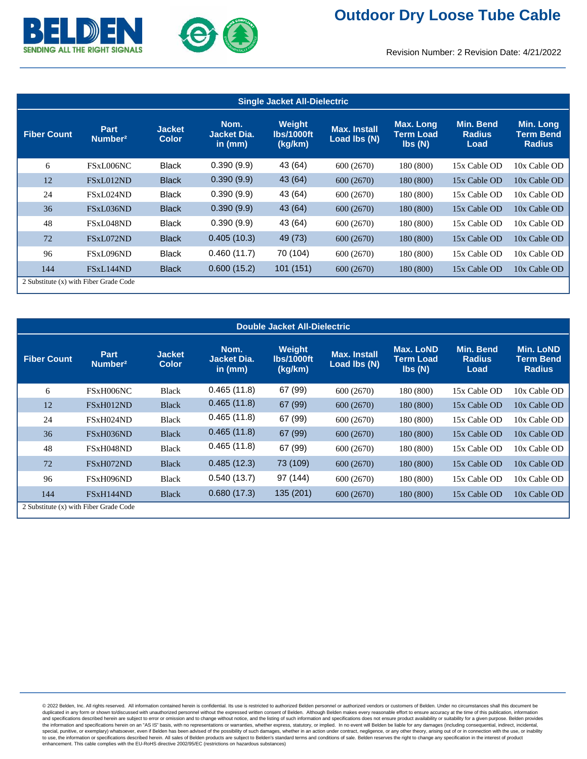# Outdoor Dry Loose Tube Cable

Revision Number: 2 Revision Date: 4/21/2022

| Single Jacket All-Dielectric | | | | | | | | |
|---|---|---|---|---|---|---|---|---|
| **Fiber Count** | **Part Number²** | **Jacket Color** | **Nom. Jacket Dia. in (mm)** | **Weight lbs/1000ft (kg/km)** | **Max. Install Load lbs (N)** | **Max. Long Term Load lbs (N)** | **Min. Bend Radius Load** | **Min. Long Term Bend Radius** |
| 6 | FSxL006NC | Black | 0.390 (9.9) | 43 (64) | 600 (2670) | 180 (800) | 15x Cable OD | 10x Cable OD |
| 12 | FSxL012ND | Black | 0.390 (9.9) | 43 (64) | 600 (2670) | 180 (800) | 15x Cable OD | 10x Cable OD |
| 24 | FSxL024ND | Black | 0.390 (9.9) | 43 (64) | 600 (2670) | 180 (800) | 15x Cable OD | 10x Cable OD |
| 36 | FSxL036ND | Black | 0.390 (9.9) | 43 (64) | 600 (2670) | 180 (800) | 15x Cable OD | 10x Cable OD |
| 48 | FSxL048ND | Black | 0.390 (9.9) | 43 (64) | 600 (2670) | 180 (800) | 15x Cable OD | 10x Cable OD |
| 72 | FSxL072ND | Black | 0.405 (10.3) | 49 (73) | 600 (2670) | 180 (800) | 15x Cable OD | 10x Cable OD |
| 96 | FSxL096ND | Black | 0.460 (11.7) | 70 (104) | 600 (2670) | 180 (800) | 15x Cable OD | 10x Cable OD |
| 144 | FSxL144ND | Black | 0.600 (15.2) | 101 (151) | 600 (2670) | 180 (800) | 15x Cable OD | 10x Cable OD |

2 Substitute (x) with Fiber Grade Code

| Double Jacket All-Dielectric | | | | | | | | |
|---|---|---|---|---|---|---|---|---|
| **Fiber Count** | **Part Number²** | **Jacket Color** | **Nom. Jacket Dia. in (mm)** | **Weight lbs/1000ft (kg/km)** | **Max. Install Load lbs (N)** | **Max. LoND Term Load lbs (N)** | **Min. Bend Radius Load** | **Min. LoND Term Bend Radius** |
| 6 | FSxH006NC | Black | 0.465 (11.8) | 67 (99) | 600 (2670) | 180 (800) | 15x Cable OD | 10x Cable OD |
| 12 | FSxH012ND | Black | 0.465 (11.8) | 67 (99) | 600 (2670) | 180 (800) | 15x Cable OD | 10x Cable OD |
| 24 | FSxH024ND | Black | 0.465 (11.8) | 67 (99) | 600 (2670) | 180 (800) | 15x Cable OD | 10x Cable OD |
| 36 | FSxH036ND | Black | 0.465 (11.8) | 67 (99) | 600 (2670) | 180 (800) | 15x Cable OD | 10x Cable OD |
| 48 | FSxH048ND | Black | 0.465 (11.8) | 67 (99) | 600 (2670) | 180 (800) | 15x Cable OD | 10x Cable OD |
| 72 | FSxH072ND | Black | 0.485 (12.3) | 73 (109) | 600 (2670) | 180 (800) | 15x Cable OD | 10x Cable OD |
| 96 | FSxH096ND | Black | 0.540 (13.7) | 97 (144) | 600 (2670) | 180 (800) | 15x Cable OD | 10x Cable OD |
| 144 | FSxH144ND | Black | 0.680 (17.3) | 135 (201) | 600 (2670) | 180 (800) | 15x Cable OD | 10x Cable OD |

2 Substitute (x) with Fiber Grade Code

© 2022 Belden, Inc. All rights reserved. All information contained herein is confidential. Its use is restricted to authorized Belden personnel or authorized vendors or customers of Belden. Under no circumstances shall this document be duplicated in any form or shown to/discussed with unauthorized personnel without the expressed written consent of Belden. Although Belden makes every reasonable effort to ensure accuracy at the time of this publication, information and specifications described herein are subject to error or omission and to change without notice, and the listing of such information and specifications does not ensure product availability or suitability for a given purpose. Belden provides the information and specifications herein on an "AS IS" basis, with no representations or warranties, whether express, statutory, or implied. In no event will Belden be liable for any damages (including consequential, indirect, incidental, special, punitive, or exemplary) whatsoever, even if Belden has been advised of the possibility of such damages, whether in an action under contract, negligence, or any other theory, arising out of or in connection with the use, or inability to use, the information or specifications described herein. All sales of Belden products are subject to Belden's standard terms and conditions of sale. Belden reserves the right to change any specification in the interest of product enhancement. This cable complies with the EU-RoHS directive 2002/95/EC (restrictions on hazardous substances)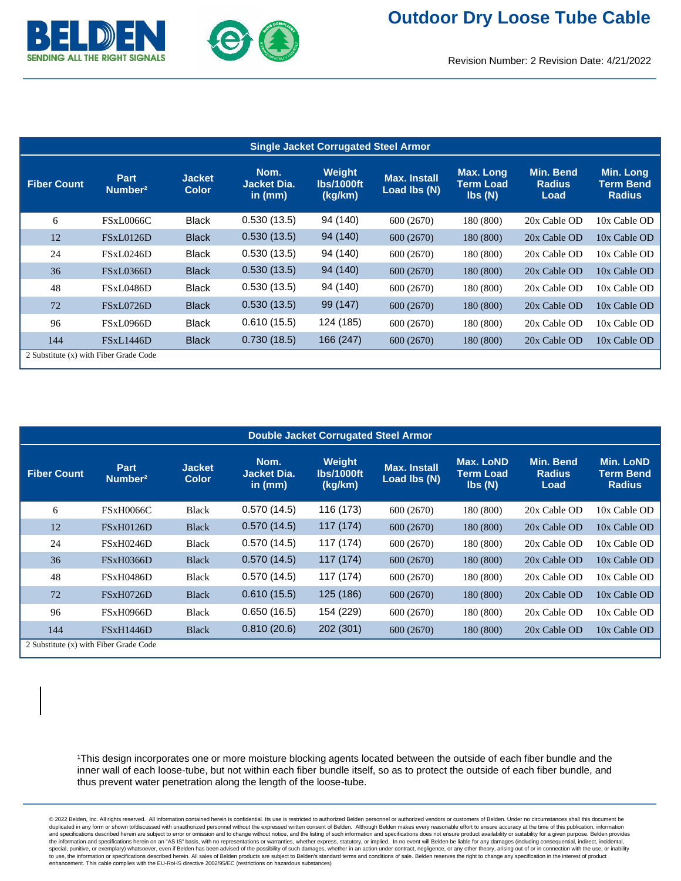# Outdoor Dry Loose Tube Cable

Revision Number: 2 Revision Date: 4/21/2022

| Single Jacket Corrugated Steel Armor | | | | | | | | |
|---|---|---|---|---|---|---|---|---|
| **Fiber Count** | **Part Number²** | **Jacket Color** | **Nom. Jacket Dia. in (mm)** | **Weight lbs/1000ft (kg/km)** | **Max. Install Load lbs (N)** | **Max. Long Term Load lbs (N)** | **Min. Bend Radius Load** | **Min. Long Term Bend Radius** |
| 6 | FSxL0066C | Black | 0.530 (13.5) | 94 (140) | 600 (2670) | 180 (800) | 20x Cable OD | 10x Cable OD |
| 12 | FSxL0126D | Black | 0.530 (13.5) | 94 (140) | 600 (2670) | 180 (800) | 20x Cable OD | 10x Cable OD |
| 24 | FSxL0246D | Black | 0.530 (13.5) | 94 (140) | 600 (2670) | 180 (800) | 20x Cable OD | 10x Cable OD |
| 36 | FSxL0366D | Black | 0.530 (13.5) | 94 (140) | 600 (2670) | 180 (800) | 20x Cable OD | 10x Cable OD |
| 48 | FSxL0486D | Black | 0.530 (13.5) | 94 (140) | 600 (2670) | 180 (800) | 20x Cable OD | 10x Cable OD |
| 72 | FSxL0726D | Black | 0.530 (13.5) | 99 (147) | 600 (2670) | 180 (800) | 20x Cable OD | 10x Cable OD |
| 96 | FSxL0966D | Black | 0.610 (15.5) | 124 (185) | 600 (2670) | 180 (800) | 20x Cable OD | 10x Cable OD |
| 144 | FSxL1446D | Black | 0.730 (18.5) | 166 (247) | 600 (2670) | 180 (800) | 20x Cable OD | 10x Cable OD |

2 Substitute (x) with Fiber Grade Code

| Double Jacket Corrugated Steel Armor | | | | | | | | |
|---|---|---|---|---|---|---|---|---|
| **Fiber Count** | **Part Number²** | **Jacket Color** | **Nom. Jacket Dia. in (mm)** | **Weight lbs/1000ft (kg/km)** | **Max. Install Load lbs (N)** | **Max. LoND Term Load lbs (N)** | **Min. Bend Radius Load** | **Min. LoND Term Bend Radius** |
| 6 | FSxH0066C | Black | 0.570 (14.5) | 116 (173) | 600 (2670) | 180 (800) | 20x Cable OD | 10x Cable OD |
| 12 | FSxH0126D | Black | 0.570 (14.5) | 117 (174) | 600 (2670) | 180 (800) | 20x Cable OD | 10x Cable OD |
| 24 | FSxH0246D | Black | 0.570 (14.5) | 117 (174) | 600 (2670) | 180 (800) | 20x Cable OD | 10x Cable OD |
| 36 | FSxH0366D | Black | 0.570 (14.5) | 117 (174) | 600 (2670) | 180 (800) | 20x Cable OD | 10x Cable OD |
| 48 | FSxH0486D | Black | 0.570 (14.5) | 117 (174) | 600 (2670) | 180 (800) | 20x Cable OD | 10x Cable OD |
| 72 | FSxH0726D | Black | 0.610 (15.5) | 125 (186) | 600 (2670) | 180 (800) | 20x Cable OD | 10x Cable OD |
| 96 | FSxH0966D | Black | 0.650 (16.5) | 154 (229) | 600 (2670) | 180 (800) | 20x Cable OD | 10x Cable OD |
| 144 | FSxH1446D | Black | 0.810 (20.6) | 202 (301) | 600 (2670) | 180 (800) | 20x Cable OD | 10x Cable OD |

2 Substitute (x) with Fiber Grade Code

¹This design incorporates one or more moisture blocking agents located between the outside of each fiber bundle and the inner wall of each loose-tube, but not within each fiber bundle itself, so as to protect the outside of each fiber bundle, and thus prevent water penetration along the length of the loose-tube.

© 2022 Belden, Inc. All rights reserved. All information contained herein is confidential. Its use is restricted to authorized Belden personnel or authorized vendors or customers of Belden. Under no circumstances shall this document be duplicated in any form or shown to/discussed with unauthorized personnel without the expressed written consent of Belden. Although Belden makes every reasonable effort to ensure accuracy at the time of this publication, information and specifications described herein are subject to error or omission and to change without notice, and the listing of such information and specifications does not ensure product availability or suitability for a given purpose. Belden provides the information and specifications herein on an "AS IS" basis, with no representations or warranties, whether express, statutory, or implied. In no event will Belden be liable for any damages (including consequential, indirect, incidental, special, punitive, or exemplary) whatsoever, even if Belden has been advised of the possibility of such damages, whether in an action under contract, negligence, or any other theory, arising out of or in connection with the use, or inability to use, the information or specifications described herein. All sales of Belden products are subject to Belden's standard terms and conditions of sale. Belden reserves the right to change any specification in the interest of product enhancement. This cable complies with the EU-RoHS directive 2002/95/EC (restrictions on hazardous substances)